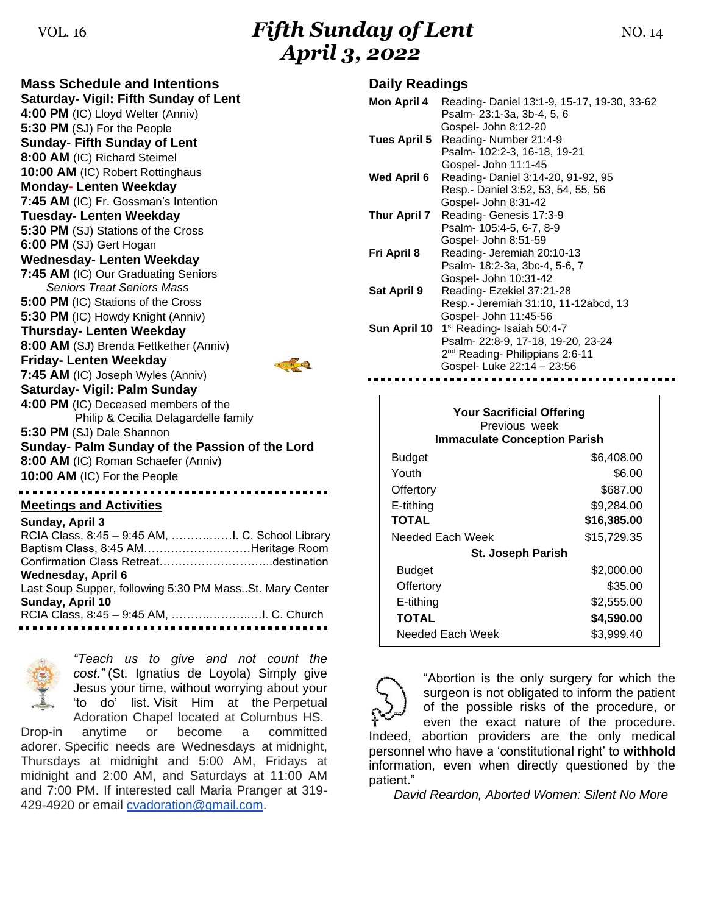VOL. 16

# Fifth Sunday of Lent
# April 3, 2022

NO. 14

## Mass Schedule and Intentions

**Saturday- Vigil: Fifth Sunday of Lent**
**4:00 PM** (IC) Lloyd Welter (Anniv)
**5:30 PM** (SJ) For the People

**Sunday- Fifth Sunday of Lent**
**8:00 AM** (IC) Richard Steimel
**10:00 AM** (IC) Robert Rottinghaus

**Monday- Lenten Weekday**
**7:45 AM** (IC) Fr. Gossman's Intention

**Tuesday- Lenten Weekday**
**5:30 PM** (SJ) Stations of the Cross
**6:00 PM** (SJ) Gert Hogan

**Wednesday- Lenten Weekday**
**7:45 AM** (IC) Our Graduating Seniors
*Seniors Treat Seniors Mass*
**5:00 PM** (IC) Stations of the Cross
**5:30 PM** (IC) Howdy Knight (Anniv)

**Thursday- Lenten Weekday**
**8:00 AM** (SJ) Brenda Fettkether (Anniv)

**Friday- Lenten Weekday**
**7:45 AM** (IC) Joseph Wyles (Anniv)

**Saturday- Vigil: Palm Sunday**
**4:00 PM** (IC) Deceased members of the Philip & Cecilia Delagardelle family
**5:30 PM** (SJ) Dale Shannon

**Sunday- Palm Sunday of the Passion of the Lord**
**8:00 AM** (IC) Roman Schaefer (Anniv)
**10:00 AM** (IC) For the People

## Meetings and Activities

**Sunday, April 3**
RCIA Class, 8:45 – 9:45 AM, ……………I. C. School Library
Baptism Class, 8:45 AM……………………….Heritage Room
Confirmation Class Retreat………………………..destination

**Wednesday, April 6**
Last Soup Supper, following 5:30 PM Mass..St. Mary Center

**Sunday, April 10**
RCIA Class, 8:45 – 9:45 AM, ……………………I. C. Church

*"Teach us to give and not count the cost."* (St. Ignatius de Loyola) Simply give Jesus your time, without worrying about your 'to do' list. Visit Him at the Perpetual Adoration Chapel located at Columbus HS. Drop-in anytime or become a committed adorer. Specific needs are Wednesdays at midnight, Thursdays at midnight and 5:00 AM, Fridays at midnight and 2:00 AM, and Saturdays at 11:00 AM and 7:00 PM. If interested call Maria Pranger at 319-429-4920 or email cvadoration@gmail.com.

## Daily Readings

| | |
|---|---|
| **Mon April 4** | Reading- Daniel 13:1-9, 15-17, 19-30, 33-62<br>Psalm- 23:1-3a, 3b-4, 5, 6<br>Gospel- John 8:12-20 |
| **Tues April 5** | Reading- Number 21:4-9<br>Psalm- 102:2-3, 16-18, 19-21<br>Gospel- John 11:1-45 |
| **Wed April 6** | Reading- Daniel 3:14-20, 91-92, 95<br>Resp.- Daniel 3:52, 53, 54, 55, 56<br>Gospel- John 8:31-42 |
| **Thur April 7** | Reading- Genesis 17:3-9<br>Psalm- 105:4-5, 6-7, 8-9<br>Gospel- John 8:51-59 |
| **Fri April 8** | Reading- Jeremiah 20:10-13<br>Psalm- 18:2-3a, 3bc-4, 5-6, 7<br>Gospel- John 10:31-42 |
| **Sat April 9** | Reading- Ezekiel 37:21-28<br>Resp.- Jeremiah 31:10, 11-12abcd, 13<br>Gospel- John 11:45-56 |
| **Sun April 10** | 1st Reading- Isaiah 50:4-7<br>Psalm- 22:8-9, 17-18, 19-20, 23-24<br>2nd Reading- Philippians 2:6-11<br>Gospel- Luke 22:14 – 23:56 |

**Your Sacrificial Offering**
Previous week

| **Immaculate Conception Parish** | |
|---|---|
| Budget | $6,408.00 |
| Youth | $6.00 |
| Offertory | $687.00 |
| E-tithing | $9,284.00 |
| **TOTAL** | **$16,385.00** |
| Needed Each Week | $15,729.35 |
| **St. Joseph Parish** | |
| Budget | $2,000.00 |
| Offertory | $35.00 |
| E-tithing | $2,555.00 |
| **TOTAL** | **$4,590.00** |
| Needed Each Week | $3,999.40 |

"Abortion is the only surgery for which the surgeon is not obligated to inform the patient of the possible risks of the procedure, or even the exact nature of the procedure. Indeed, abortion providers are the only medical personnel who have a 'constitutional right' to **withhold** information, even when directly questioned by the patient."

*David Reardon, Aborted Women: Silent No More*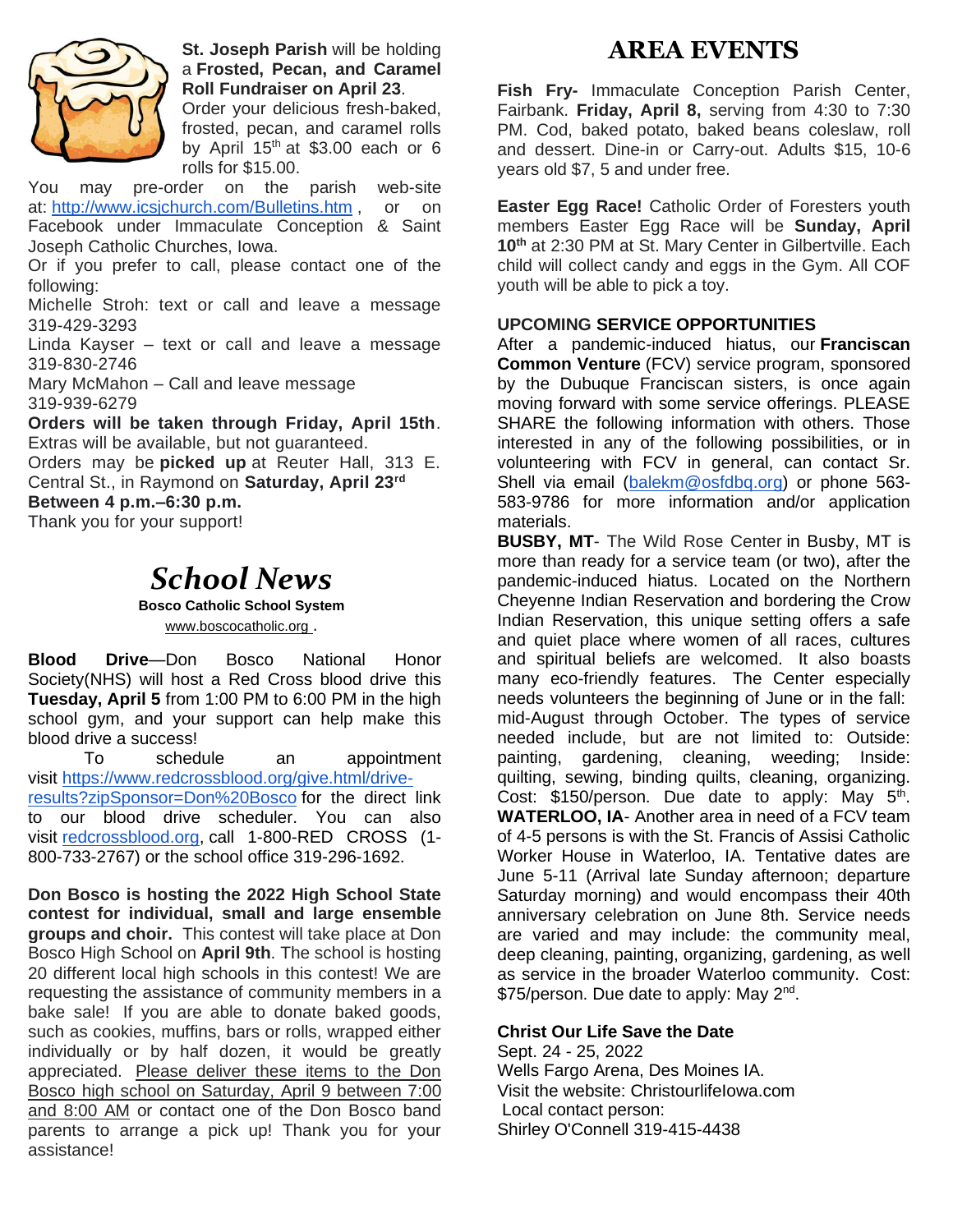**St. Joseph Parish** will be holding a **Frosted, Pecan, and Caramel Roll Fundraiser on April 23**. Order your delicious fresh-baked, frosted, pecan, and caramel rolls by April 15th at $3.00 each or 6 rolls for $15.00.

You may pre-order on the parish web-site at: http://www.icsjchurch.com/Bulletins.htm , or on Facebook under Immaculate Conception & Saint Joseph Catholic Churches, Iowa.

Or if you prefer to call, please contact one of the following:

Michelle Stroh: text or call and leave a message 319-429-3293

Linda Kayser – text or call and leave a message 319-830-2746

Mary McMahon – Call and leave message 319-939-6279

**Orders will be taken through Friday, April 15th**. Extras will be available, but not guaranteed.

Orders may be **picked up** at Reuter Hall, 313 E. Central St., in Raymond on **Saturday, April 23rd Between 4 p.m.–6:30 p.m.**

Thank you for your support!

# *School News*

**Bosco Catholic School System**

www.boscocatholic.org .

**Blood Drive**—Don Bosco National Honor Society(NHS) will host a Red Cross blood drive this **Tuesday, April 5** from 1:00 PM to 6:00 PM in the high school gym, and your support can help make this blood drive a success!

To schedule an appointment visit https://www.redcrossblood.org/give.html/drive-results?zipSponsor=Don%20Bosco for the direct link to our blood drive scheduler. You can also visit redcrossblood.org, call 1-800-RED CROSS (1-800-733-2767) or the school office 319-296-1692.

**Don Bosco is hosting the 2022 High School State contest for individual, small and large ensemble groups and choir.** This contest will take place at Don Bosco High School on **April 9th**. The school is hosting 20 different local high schools in this contest! We are requesting the assistance of community members in a bake sale! If you are able to donate baked goods, such as cookies, muffins, bars or rolls, wrapped either individually or by half dozen, it would be greatly appreciated. Please deliver these items to the Don Bosco high school on Saturday, April 9 between 7:00 and 8:00 AM or contact one of the Don Bosco band parents to arrange a pick up! Thank you for your assistance!

# AREA EVENTS

**Fish Fry-** Immaculate Conception Parish Center, Fairbank. **Friday, April 8,** serving from 4:30 to 7:30 PM. Cod, baked potato, baked beans coleslaw, roll and dessert. Dine-in or Carry-out. Adults $15, 10-6 years old $7, 5 and under free.

**Easter Egg Race!** Catholic Order of Foresters youth members Easter Egg Race will be **Sunday, April 10th** at 2:30 PM at St. Mary Center in Gilbertville. Each child will collect candy and eggs in the Gym. All COF youth will be able to pick a toy.

**UPCOMING SERVICE OPPORTUNITIES**

After a pandemic-induced hiatus, our **Franciscan Common Venture** (FCV) service program, sponsored by the Dubuque Franciscan sisters, is once again moving forward with some service offerings. PLEASE SHARE the following information with others. Those interested in any of the following possibilities, or in volunteering with FCV in general, can contact Sr. Shell via email (balekm@osfdbq.org) or phone 563-583-9786 for more information and/or application materials.

**BUSBY, MT**- The Wild Rose Center in Busby, MT is more than ready for a service team (or two), after the pandemic-induced hiatus. Located on the Northern Cheyenne Indian Reservation and bordering the Crow Indian Reservation, this unique setting offers a safe and quiet place where women of all races, cultures and spiritual beliefs are welcomed. It also boasts many eco-friendly features. The Center especially needs volunteers the beginning of June or in the fall: mid-August through October. The types of service needed include, but are not limited to: Outside: painting, gardening, cleaning, weeding; Inside: quilting, sewing, binding quilts, cleaning, organizing. Cost: $150/person. Due date to apply: May 5th.

**WATERLOO, IA**- Another area in need of a FCV team of 4-5 persons is with the St. Francis of Assisi Catholic Worker House in Waterloo, IA. Tentative dates are June 5-11 (Arrival late Sunday afternoon; departure Saturday morning) and would encompass their 40th anniversary celebration on June 8th. Service needs are varied and may include: the community meal, deep cleaning, painting, organizing, gardening, as well as service in the broader Waterloo community. Cost: $75/person. Due date to apply: May 2nd.

**Christ Our Life Save the Date**

Sept. 24 - 25, 2022

Wells Fargo Arena, Des Moines IA.

Visit the website: ChristourlifeIowa.com

Local contact person:

Shirley O'Connell 319-415-4438